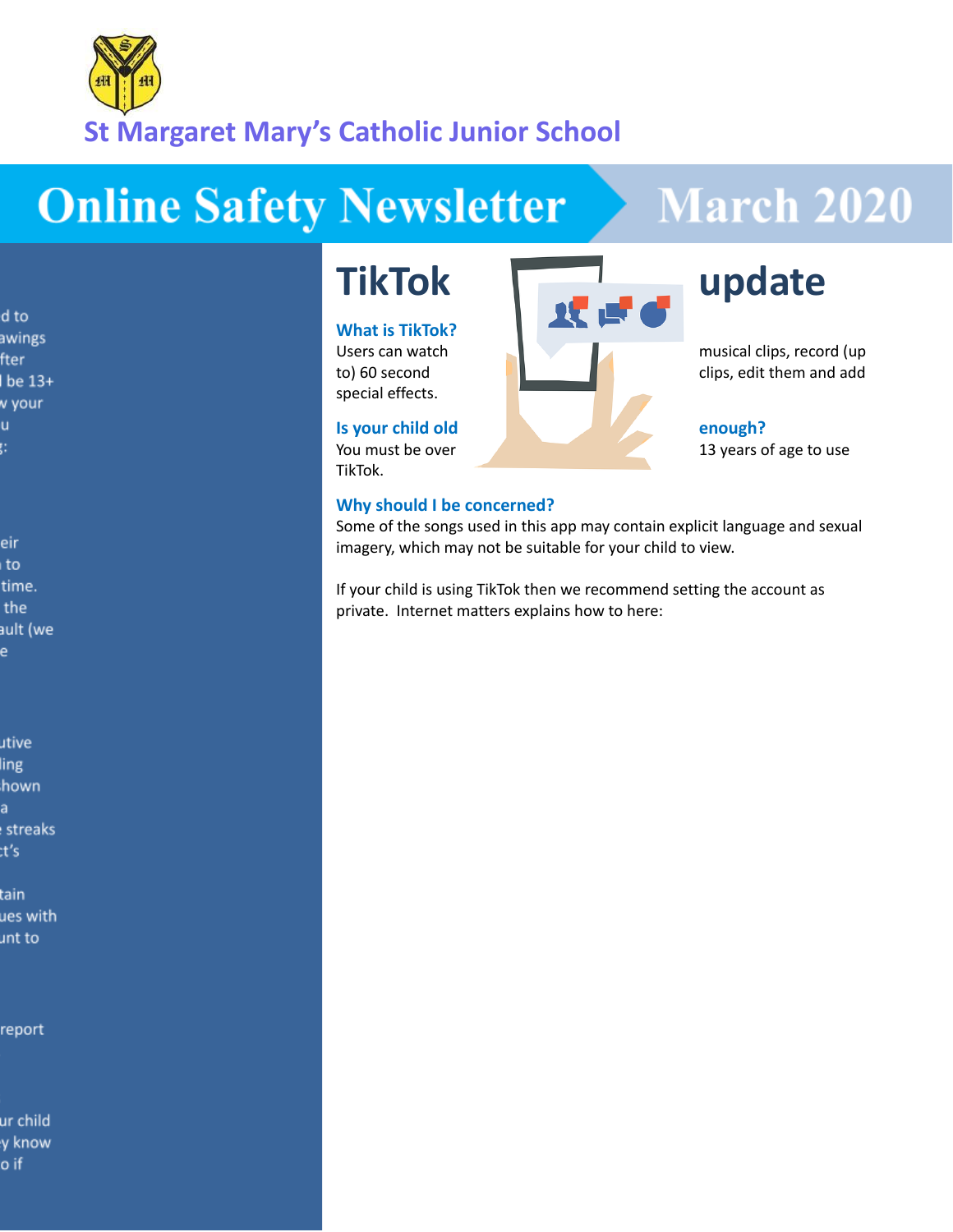# St Margaret Mary's Catholic Junior School

# Online Safety Newsletter March 2020

## TikTok update

**What is TikTok?**
Users can watch musical clips, record (up to) 60 second clips, edit them and add special effects.

**Is your child old enough?**
You must be over 13 years of age to use TikTok.

**Why should I be concerned?**
Some of the songs used in this app may contain explicit language and sexual imagery, which may not be suitable for your child to view.

If your child is using TikTok then we recommend setting the account as private. Internet matters explains how to here: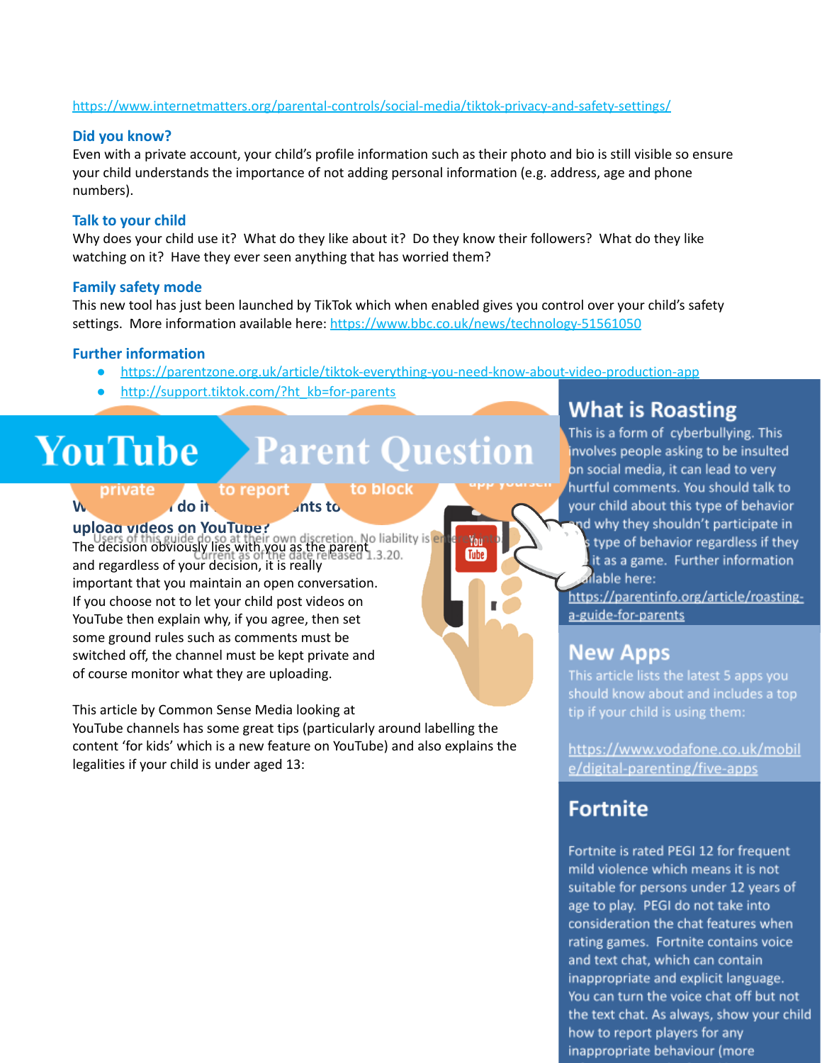https://www.internetmatters.org/parental-controls/social-media/tiktok-privacy-and-safety-settings/

### Did you know?

Even with a private account, your child's profile information such as their photo and bio is still visible so ensure your child understands the importance of not adding personal information (e.g. address, age and phone numbers).

### Talk to your child

Why does your child use it? What do they like about it? Do they know their followers? What do they like watching on it? Have they ever seen anything that has worried them?

### Family safety mode

This new tool has just been launched by TikTok which when enabled gives you control over your child's safety settings. More information available here: https://www.bbc.co.uk/news/technology-51561050

### Further information

- https://parentzone.org.uk/article/tiktok-everything-you-need-know-about-video-production-app
- http://support.tiktok.com/?ht_kb=for-parents

## YouTube Parent Question

### What do I do if my child wants to upload videos on YouTube?

The decision obviously lies with you as the parent and regardless of your decision, it is really important that you maintain an open conversation. If you choose not to let your child post videos on YouTube then explain why, if you agree, then set some ground rules such as comments must be switched off, the channel must be kept private and of course monitor what they are uploading.

This article by Common Sense Media looking at YouTube channels has some great tips (particularly around labelling the content 'for kids' which is a new feature on YouTube) and also explains the legalities if your child is under aged 13:

## What is Roasting

This is a form of cyberbullying. This involves people asking to be insulted on social media, it can lead to very hurtful comments. You should talk to your child about this type of behavior and why they shouldn't participate in this type of behavior regardless if they see it as a game. Further information available here: https://parentinfo.org/article/roasting-a-guide-for-parents

## New Apps

This article lists the latest 5 apps you should know about and includes a top tip if your child is using them:

https://www.vodafone.co.uk/mobile/digital-parenting/five-apps

## Fortnite

Fortnite is rated PEGI 12 for frequent mild violence which means it is not suitable for persons under 12 years of age to play. PEGI do not take into consideration the chat features when rating games. Fortnite contains voice and text chat, which can contain inappropriate and explicit language. You can turn the voice chat off but not the text chat. As always, show your child how to report players for any inappropriate behaviour (more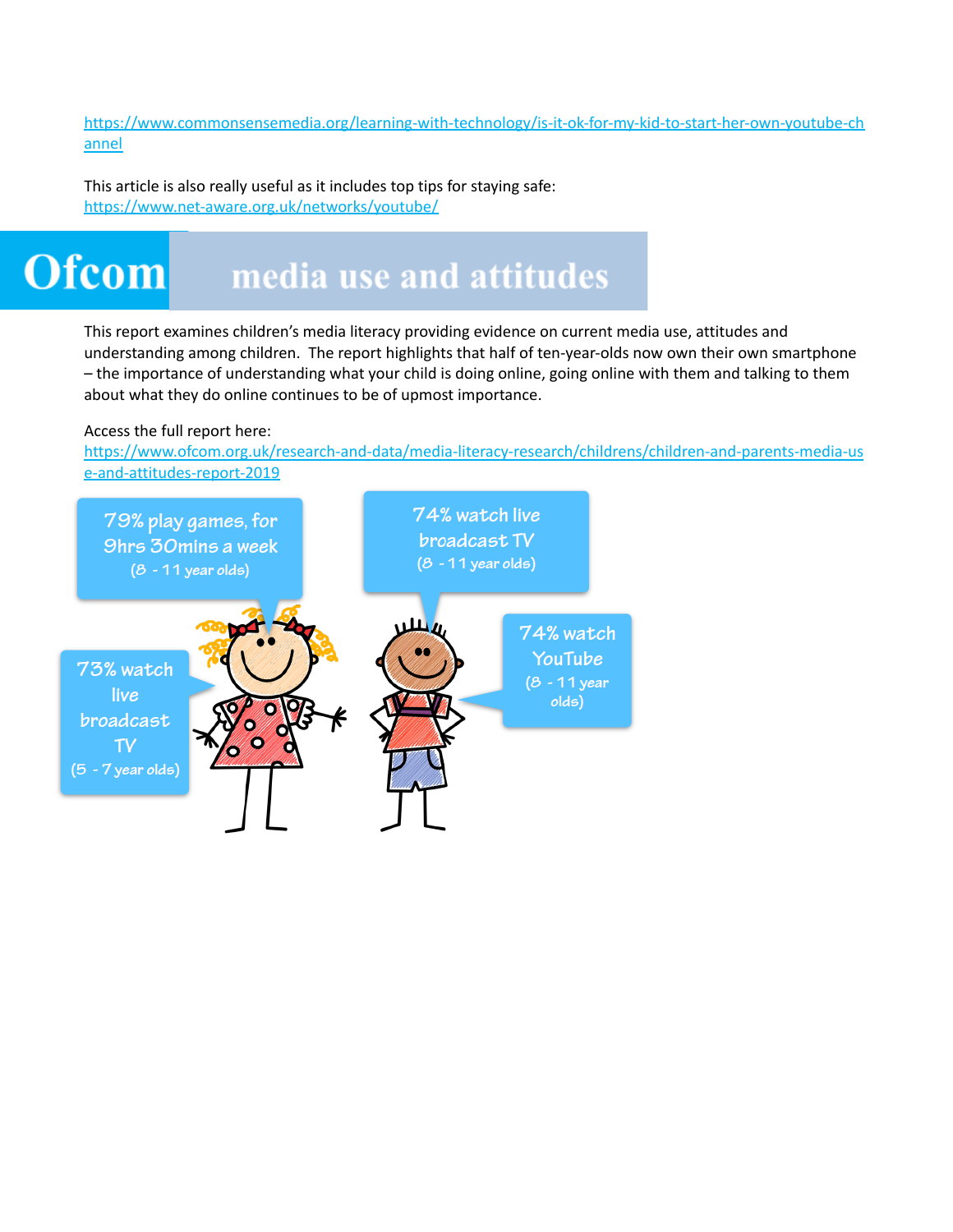https://www.commonsensemedia.org/learning-with-technology/is-it-ok-for-my-kid-to-start-her-own-youtube-channel

This article is also really useful as it includes top tips for staying safe: https://www.net-aware.org.uk/networks/youtube/

## Ofcom media use and attitudes

This report examines children's media literacy providing evidence on current media use, attitudes and understanding among children. The report highlights that half of ten-year-olds now own their own smartphone – the importance of understanding what your child is doing online, going online with them and talking to them about what they do online continues to be of upmost importance.

Access the full report here: https://www.ofcom.org.uk/research-and-data/media-literacy-research/childrens/children-and-parents-media-use-and-attitudes-report-2019

79% play games, for 9hrs 30mins a week (8 - 11 year olds)

74% watch live broadcast TV (8 - 11 year olds)

73% watch live broadcast TV (5 - 7 year olds)

74% watch YouTube (8 - 11 year olds)